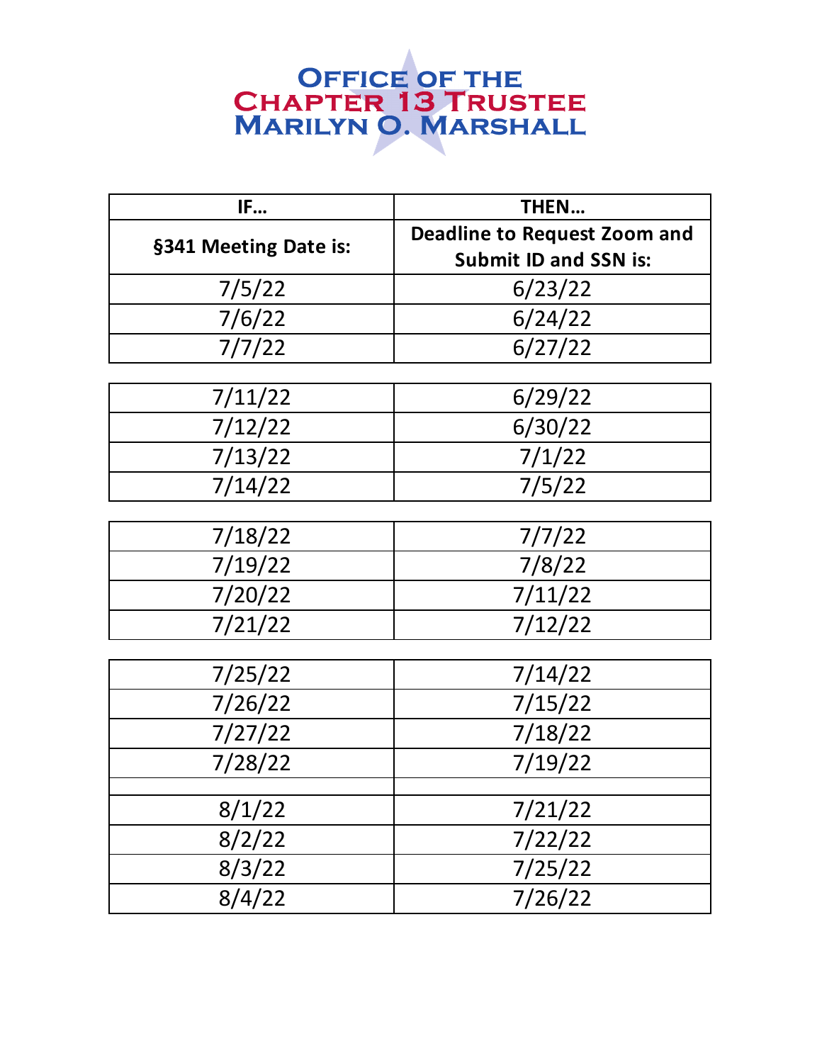# Office of the Chapter 13 Trustee Marilyn O. Marshall

| IF… | THEN… |
|---|---|
| **§341 Meeting Date is:** | **Deadline to Request Zoom and Submit ID and SSN is:** |
| 7/5/22 | 6/23/22 |
| 7/6/22 | 6/24/22 |
| 7/7/22 | 6/27/22 |
| | |
| 7/11/22 | 6/29/22 |
| 7/12/22 | 6/30/22 |
| 7/13/22 | 7/1/22 |
| 7/14/22 | 7/5/22 |
| | |
| 7/18/22 | 7/7/22 |
| 7/19/22 | 7/8/22 |
| 7/20/22 | 7/11/22 |
| 7/21/22 | 7/12/22 |
| | |
| 7/25/22 | 7/14/22 |
| 7/26/22 | 7/15/22 |
| 7/27/22 | 7/18/22 |
| 7/28/22 | 7/19/22 |
| | |
| 8/1/22 | 7/21/22 |
| 8/2/22 | 7/22/22 |
| 8/3/22 | 7/25/22 |
| 8/4/22 | 7/26/22 |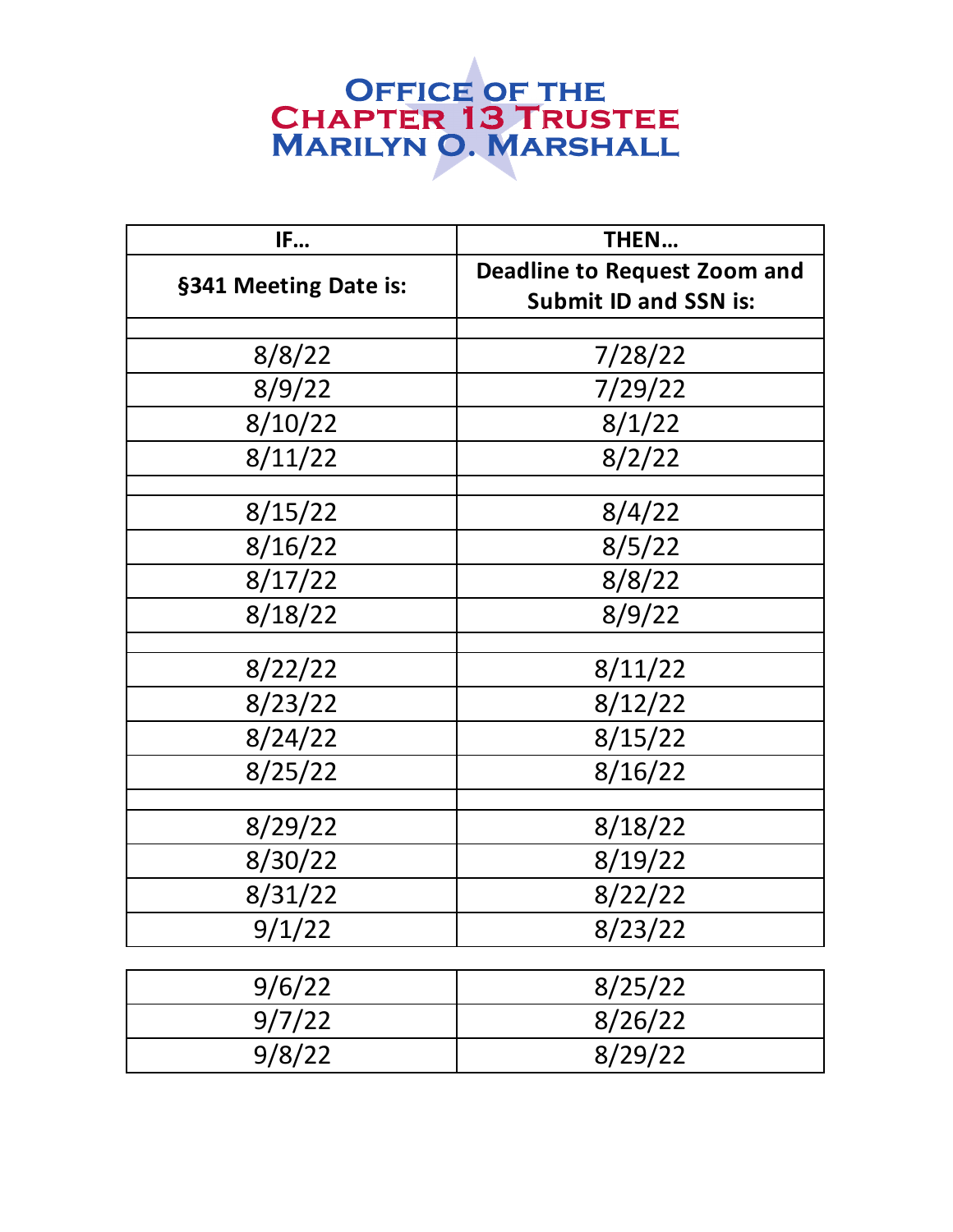# Office of the Chapter 13 Trustee Marilyn O. Marshall

| IF… | THEN… |
|---|---|
| **§341 Meeting Date is:** | **Deadline to Request Zoom and Submit ID and SSN is:** |
| | |
| 8/8/22 | 7/28/22 |
| 8/9/22 | 7/29/22 |
| 8/10/22 | 8/1/22 |
| 8/11/22 | 8/2/22 |
| | |
| 8/15/22 | 8/4/22 |
| 8/16/22 | 8/5/22 |
| 8/17/22 | 8/8/22 |
| 8/18/22 | 8/9/22 |
| | |
| 8/22/22 | 8/11/22 |
| 8/23/22 | 8/12/22 |
| 8/24/22 | 8/15/22 |
| 8/25/22 | 8/16/22 |
| | |
| 8/29/22 | 8/18/22 |
| 8/30/22 | 8/19/22 |
| 8/31/22 | 8/22/22 |
| 9/1/22 | 8/23/22 |
| | |
| 9/6/22 | 8/25/22 |
| 9/7/22 | 8/26/22 |
| 9/8/22 | 8/29/22 |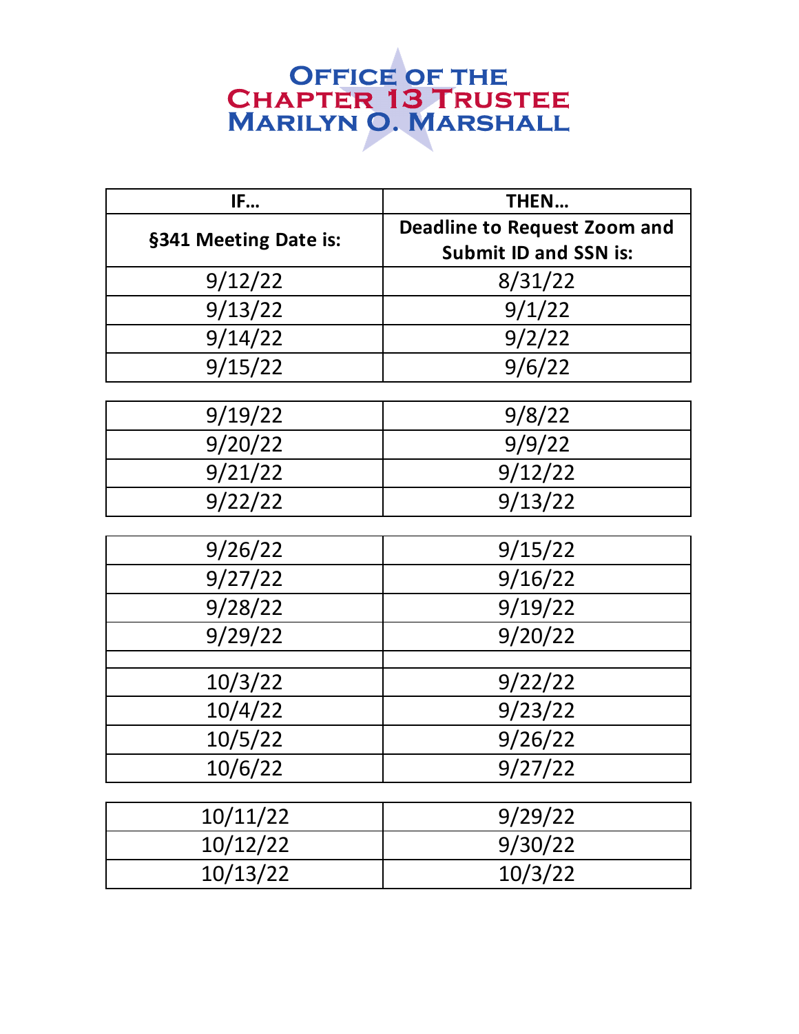# Office of the Chapter 13 Trustee Marilyn O. Marshall

| IF… | THEN… |
|---|---|
| §341 Meeting Date is: | Deadline to Request Zoom and Submit ID and SSN is: |
| 9/12/22 | 8/31/22 |
| 9/13/22 | 9/1/22 |
| 9/14/22 | 9/2/22 |
| 9/15/22 | 9/6/22 |
| 9/19/22 | 9/8/22 |
| 9/20/22 | 9/9/22 |
| 9/21/22 | 9/12/22 |
| 9/22/22 | 9/13/22 |
| 9/26/22 | 9/15/22 |
| 9/27/22 | 9/16/22 |
| 9/28/22 | 9/19/22 |
| 9/29/22 | 9/20/22 |
| | |
| 10/3/22 | 9/22/22 |
| 10/4/22 | 9/23/22 |
| 10/5/22 | 9/26/22 |
| 10/6/22 | 9/27/22 |
| 10/11/22 | 9/29/22 |
| 10/12/22 | 9/30/22 |
| 10/13/22 | 10/3/22 |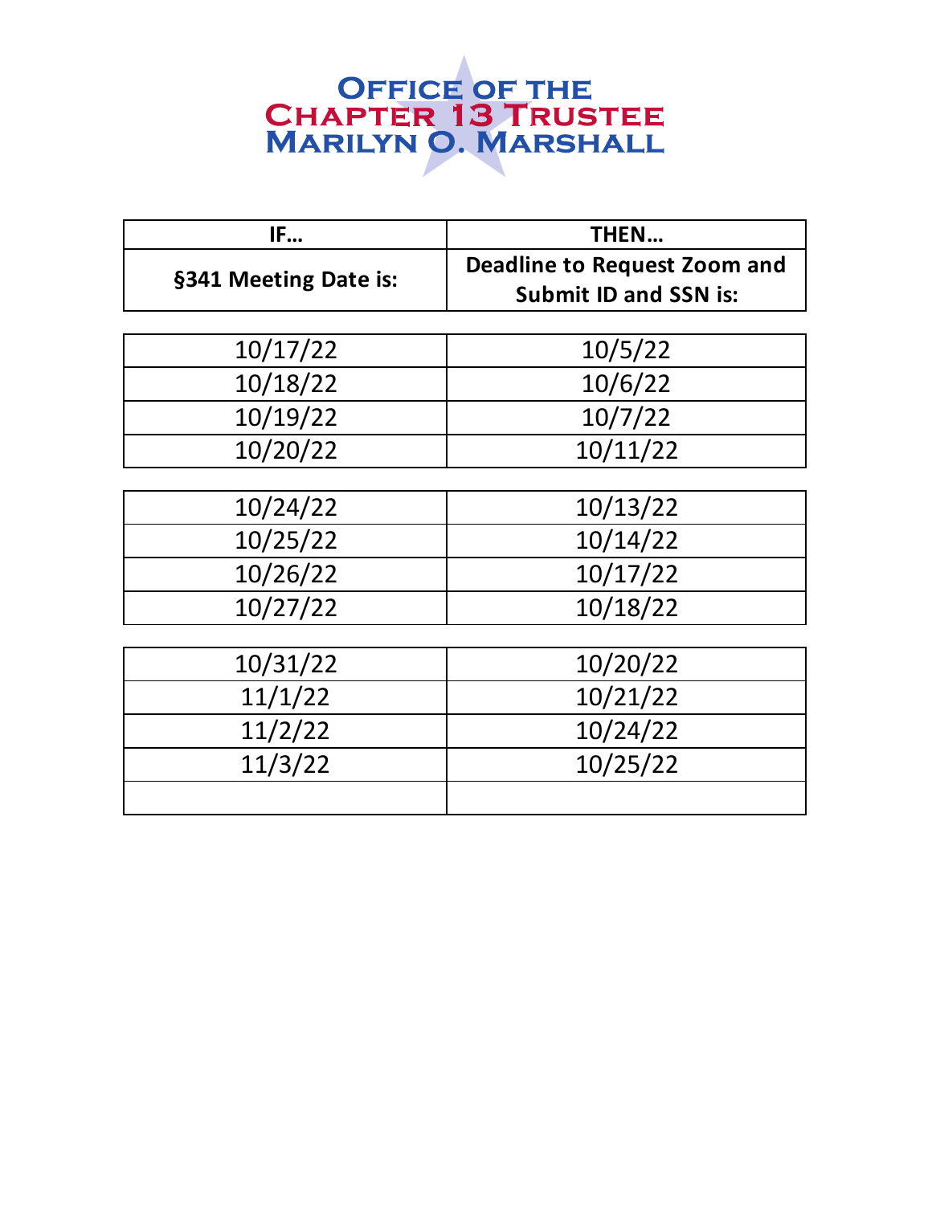# Office of the Chapter 13 Trustee Marilyn O. Marshall

| IF… | THEN… |
|---|---|
| §341 Meeting Date is: | Deadline to Request Zoom and Submit ID and SSN is: |
| 10/17/22 | 10/5/22 |
| 10/18/22 | 10/6/22 |
| 10/19/22 | 10/7/22 |
| 10/20/22 | 10/11/22 |
| 10/24/22 | 10/13/22 |
| 10/25/22 | 10/14/22 |
| 10/26/22 | 10/17/22 |
| 10/27/22 | 10/18/22 |
| 10/31/22 | 10/20/22 |
| 11/1/22 | 10/21/22 |
| 11/2/22 | 10/24/22 |
| 11/3/22 | 10/25/22 |